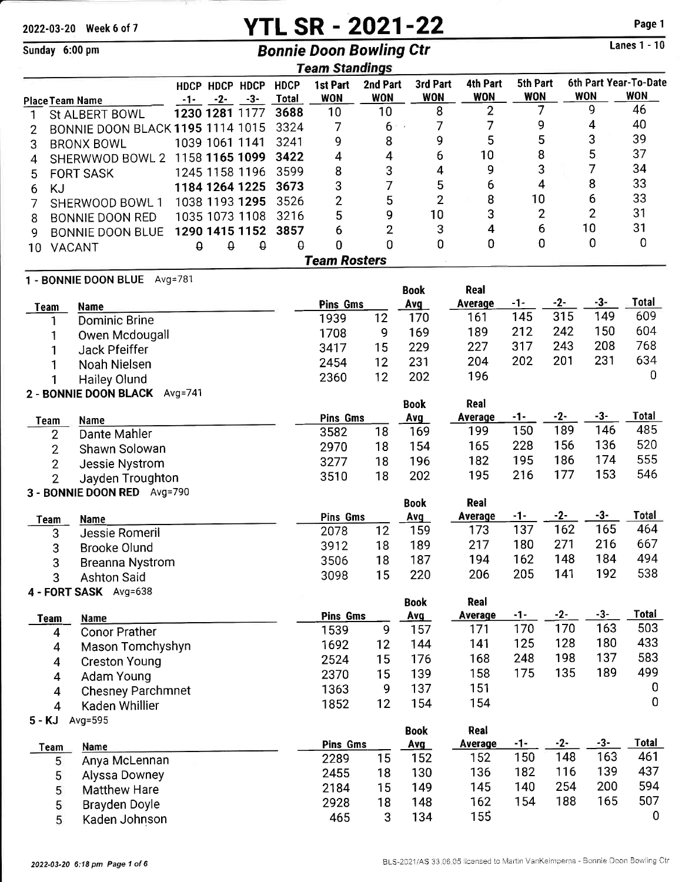2022-03-20 Week 6 of 7

# YTL SR - 2021-22

Sunday 6:00 pm

## Bonnie Doon Bowling Ctr

Lanes 1 - 10

### Team Standings

| Place | Team Name | HDCP -1- | HDCP -2- | HDCP -3- | HDCP Total | 1st Part WON | 2nd Part WON | 3rd Part WON | 4th Part WON | 5th Part WON | 6th Part WON | Year-To-Date WON |
|---|---|---|---|---|---|---|---|---|---|---|---|---|
| 1 | St ALBERT BOWL | **1230** | **1281** | 1177 | 3688 | 10 | 10 | 8 | 2 | 7 | 9 | 46 |
| 2 | BONNIE DOON BLACK | **1195** | 1114 | 1015 | 3324 | 7 | 6 | 7 | 7 | 9 | 4 | 40 |
| 3 | BRONX BOWL | 1039 | 1061 | 1141 | 3241 | 9 | 8 | 9 | 5 | 5 | 3 | 39 |
| 4 | SHERWWOD BOWL 2 | 1158 | **1165** | **1099** | 3422 | 4 | 4 | 6 | 10 | 8 | 5 | 37 |
| 5 | FORT SASK | 1245 | 1158 | 1196 | 3599 | 8 | 3 | 4 | 9 | 3 | 7 | 34 |
| 6 | KJ | **1184** | **1264** | **1225** | 3673 | 3 | 7 | 5 | 6 | 4 | 8 | 33 |
| 7 | SHERWOOD BOWL 1 | 1038 | 1193 | **1295** | 3526 | 2 | 5 | 2 | 8 | 10 | 6 | 33 |
| 8 | BONNIE DOON RED | 1035 | 1073 | 1108 | 3216 | 5 | 9 | 10 | 3 | 2 | 2 | 31 |
| 9 | BONNIE DOON BLUE | **1290** | **1415** | **1152** | 3857 | 6 | 2 | 3 | 4 | 6 | 10 | 31 |
| 10 | VACANT | 0 | 0 | 0 | 0 | 0 | 0 | 0 | 0 | 0 | 0 | 0 |

### Team Rosters

**1 - BONNIE DOON BLUE** Avg=781

| Team | Name | Pins | Gms | Book Avg | Real Average | -1- | -2- | -3- | Total |
|---|---|---|---|---|---|---|---|---|---|
| 1 | Dominic Brine | 1939 | 12 | 170 | 161 | 145 | 315 | 149 | 609 |
| 1 | Owen Mcdougall | 1708 | 9 | 169 | 189 | 212 | 242 | 150 | 604 |
| 1 | Jack Pfeiffer | 3417 | 15 | 229 | 227 | 317 | 243 | 208 | 768 |
| 1 | Noah Nielsen | 2454 | 12 | 231 | 204 | 202 | 201 | 231 | 634 |
| 1 | Hailey Olund | 2360 | 12 | 202 | 196 | | | | 0 |

**2 - BONNIE DOON BLACK** Avg=741

| Team | Name | Pins | Gms | Book Avg | Real Average | -1- | -2- | -3- | Total |
|---|---|---|---|---|---|---|---|---|---|
| 2 | Dante Mahler | 3582 | 18 | 169 | 199 | 150 | 189 | 146 | 485 |
| 2 | Shawn Solowan | 2970 | 18 | 154 | 165 | 228 | 156 | 136 | 520 |
| 2 | Jessie Nystrom | 3277 | 18 | 196 | 182 | 195 | 186 | 174 | 555 |
| 2 | Jayden Troughton | 3510 | 18 | 202 | 195 | 216 | 177 | 153 | 546 |

**3 - BONNIE DOON RED** Avg=790

| Team | Name | Pins | Gms | Book Avg | Real Average | -1- | -2- | -3- | Total |
|---|---|---|---|---|---|---|---|---|---|
| 3 | Jessie Romeril | 2078 | 12 | 159 | 173 | 137 | 162 | 165 | 464 |
| 3 | Brooke Olund | 3912 | 18 | 189 | 217 | 180 | 271 | 216 | 667 |
| 3 | Breanna Nystrom | 3506 | 18 | 187 | 194 | 162 | 148 | 184 | 494 |
| 3 | Ashton Said | 3098 | 15 | 220 | 206 | 205 | 141 | 192 | 538 |

**4 - FORT SASK** Avg=638

| Team | Name | Pins | Gms | Book Avg | Real Average | -1- | -2- | -3- | Total |
|---|---|---|---|---|---|---|---|---|---|
| 4 | Conor Prather | 1539 | 9 | 157 | 171 | 170 | 170 | 163 | 503 |
| 4 | Mason Tomchyshyn | 1692 | 12 | 144 | 141 | 125 | 128 | 180 | 433 |
| 4 | Creston Young | 2524 | 15 | 176 | 168 | 248 | 198 | 137 | 583 |
| 4 | Adam Young | 2370 | 15 | 139 | 158 | 175 | 135 | 189 | 499 |
| 4 | Chesney Parchmnet | 1363 | 9 | 137 | 151 | | | | 0 |
| 4 | Kaden Whillier | 1852 | 12 | 154 | 154 | | | | 0 |

**5 - KJ** Avg=595

| Team | Name | Pins | Gms | Book Avg | Real Average | -1- | -2- | -3- | Total |
|---|---|---|---|---|---|---|---|---|---|
| 5 | Anya McLennan | 2289 | 15 | 152 | 152 | 150 | 148 | 163 | 461 |
| 5 | Alyssa Downey | 2455 | 18 | 130 | 136 | 182 | 116 | 139 | 437 |
| 5 | Matthew Hare | 2184 | 15 | 149 | 145 | 140 | 254 | 200 | 594 |
| 5 | Brayden Doyle | 2928 | 18 | 148 | 162 | 154 | 188 | 165 | 507 |
| 5 | Kaden Johnson | 465 | 3 | 134 | 155 | | | | 0 |

BLS-2021/AS 33.06.05 licensed to Martin VanKeimpema - Bonnie Doon Bowling Ctr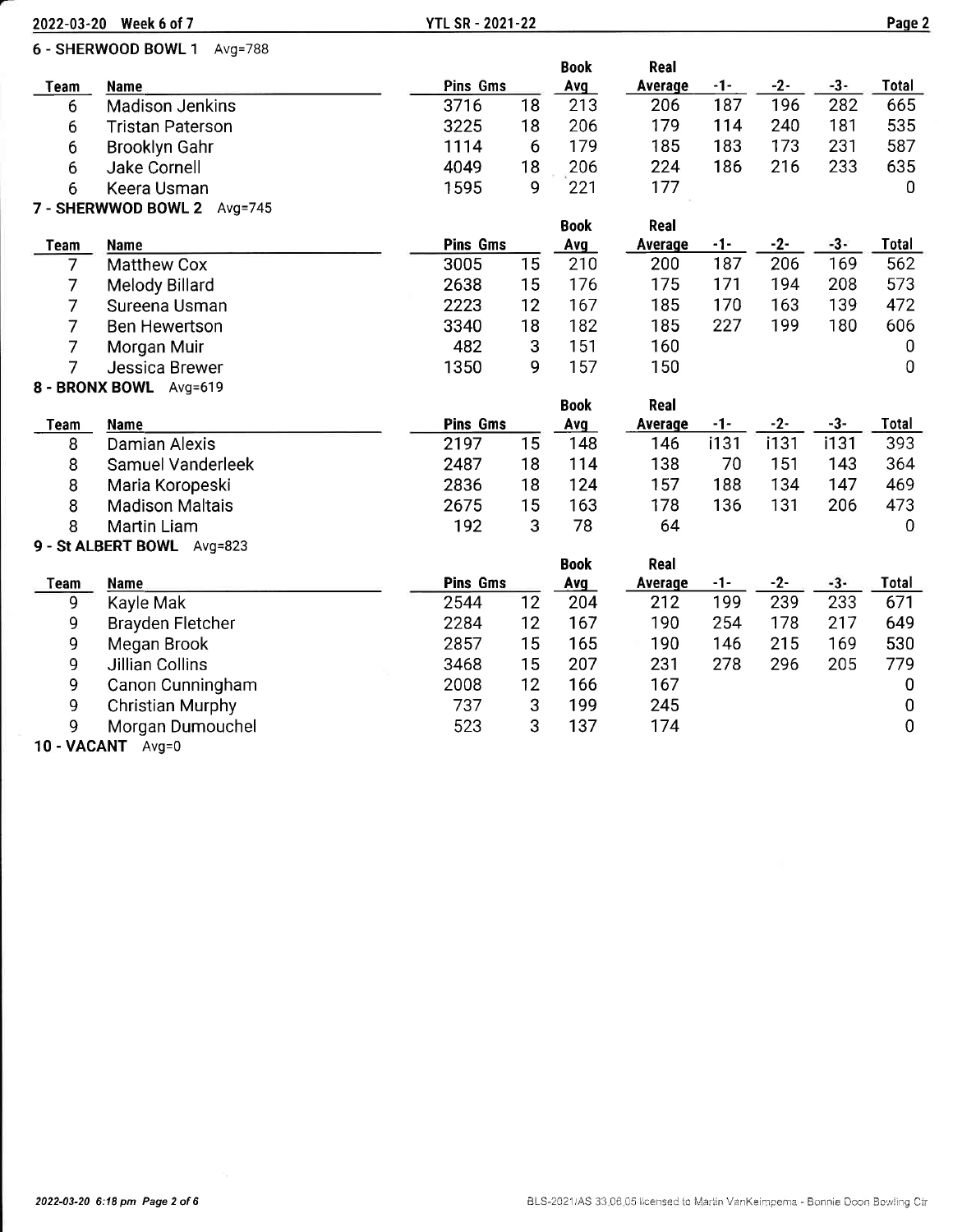## 6 - SHERWOOD BOWL 1 Avg=788

| Team | Name | Pins | Gms | Book Avg | Real Average | -1- | -2- | -3- | Total |
|---|---|---|---|---|---|---|---|---|---|
| 6 | Madison Jenkins | 3716 | 18 | 213 | 206 | 187 | 196 | 282 | 665 |
| 6 | Tristan Paterson | 3225 | 18 | 206 | 179 | 114 | 240 | 181 | 535 |
| 6 | Brooklyn Gahr | 1114 | 6 | 179 | 185 | 183 | 173 | 231 | 587 |
| 6 | Jake Cornell | 4049 | 18 | 206 | 224 | 186 | 216 | 233 | 635 |
| 6 | Keera Usman | 1595 | 9 | 221 | 177 | | | | 0 |

## 7 - SHERWWOD BOWL 2 Avg=745

| Team | Name | Pins | Gms | Book Avg | Real Average | -1- | -2- | -3- | Total |
|---|---|---|---|---|---|---|---|---|---|
| 7 | Matthew Cox | 3005 | 15 | 210 | 200 | 187 | 206 | 169 | 562 |
| 7 | Melody Billard | 2638 | 15 | 176 | 175 | 171 | 194 | 208 | 573 |
| 7 | Sureena Usman | 2223 | 12 | 167 | 185 | 170 | 163 | 139 | 472 |
| 7 | Ben Hewertson | 3340 | 18 | 182 | 185 | 227 | 199 | 180 | 606 |
| 7 | Morgan Muir | 482 | 3 | 151 | 160 | | | | 0 |
| 7 | Jessica Brewer | 1350 | 9 | 157 | 150 | | | | 0 |

## 8 - BRONX BOWL Avg=619

| Team | Name | Pins | Gms | Book Avg | Real Average | -1- | -2- | -3- | Total |
|---|---|---|---|---|---|---|---|---|---|
| 8 | Damian Alexis | 2197 | 15 | 148 | 146 | i131 | i131 | i131 | 393 |
| 8 | Samuel Vanderleek | 2487 | 18 | 114 | 138 | 70 | 151 | 143 | 364 |
| 8 | Maria Koropeski | 2836 | 18 | 124 | 157 | 188 | 134 | 147 | 469 |
| 8 | Madison Maltais | 2675 | 15 | 163 | 178 | 136 | 131 | 206 | 473 |
| 8 | Martin Liam | 192 | 3 | 78 | 64 | | | | 0 |

## 9 - St ALBERT BOWL Avg=823

| Team | Name | Pins | Gms | Book Avg | Real Average | -1- | -2- | -3- | Total |
|---|---|---|---|---|---|---|---|---|---|
| 9 | Kayle Mak | 2544 | 12 | 204 | 212 | 199 | 239 | 233 | 671 |
| 9 | Brayden Fletcher | 2284 | 12 | 167 | 190 | 254 | 178 | 217 | 649 |
| 9 | Megan Brook | 2857 | 15 | 165 | 190 | 146 | 215 | 169 | 530 |
| 9 | Jillian Collins | 3468 | 15 | 207 | 231 | 278 | 296 | 205 | 779 |
| 9 | Canon Cunningham | 2008 | 12 | 166 | 167 | | | | 0 |
| 9 | Christian Murphy | 737 | 3 | 199 | 245 | | | | 0 |
| 9 | Morgan Dumouchel | 523 | 3 | 137 | 174 | | | | 0 |

## 10 - VACANT Avg=0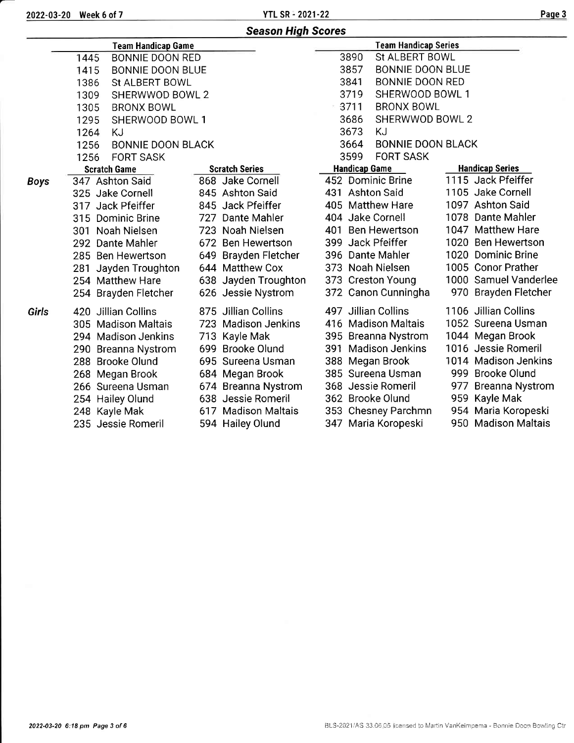## Season High Scores

| Team Handicap Game | | Team Handicap Series | |
|---|---|---|---|
| 1445 | BONNIE DOON RED | 3890 | St ALBERT BOWL |
| 1415 | BONNIE DOON BLUE | 3857 | BONNIE DOON BLUE |
| 1386 | St ALBERT BOWL | 3841 | BONNIE DOON RED |
| 1309 | SHERWWOD BOWL 2 | 3719 | SHERWOOD BOWL 1 |
| 1305 | BRONX BOWL | 3711 | BRONX BOWL |
| 1295 | SHERWOOD BOWL 1 | 3686 | SHERWWOD BOWL 2 |
| 1264 | KJ | 3673 | KJ |
| 1256 | BONNIE DOON BLACK | 3664 | BONNIE DOON BLACK |
| 1256 | FORT SASK | 3599 | FORT SASK |

| | Scratch Game | Scratch Series | Handicap Game | Handicap Series |
|---|---|---|---|---|
| **Boys** | 347 Ashton Said | 868 Jake Cornell | 452 Dominic Brine | 1115 Jack Pfeiffer |
| | 325 Jake Cornell | 845 Ashton Said | 431 Ashton Said | 1105 Jake Cornell |
| | 317 Jack Pfeiffer | 845 Jack Pfeiffer | 405 Matthew Hare | 1097 Ashton Said |
| | 315 Dominic Brine | 727 Dante Mahler | 404 Jake Cornell | 1078 Dante Mahler |
| | 301 Noah Nielsen | 723 Noah Nielsen | 401 Ben Hewertson | 1047 Matthew Hare |
| | 292 Dante Mahler | 672 Ben Hewertson | 399 Jack Pfeiffer | 1020 Ben Hewertson |
| | 285 Ben Hewertson | 649 Brayden Fletcher | 396 Dante Mahler | 1020 Dominic Brine |
| | 281 Jayden Troughton | 644 Matthew Cox | 373 Noah Nielsen | 1005 Conor Prather |
| | 254 Matthew Hare | 638 Jayden Troughton | 373 Creston Young | 1000 Samuel Vanderlee |
| | 254 Brayden Fletcher | 626 Jessie Nystrom | 372 Canon Cunningha | 970 Brayden Fletcher |
| ***Girls*** | 420 Jillian Collins | 875 Jillian Collins | 497 Jillian Collins | 1106 Jillian Collins |
| | 305 Madison Maltais | 723 Madison Jenkins | 416 Madison Maltais | 1052 Sureena Usman |
| | 294 Madison Jenkins | 713 Kayle Mak | 395 Breanna Nystrom | 1044 Megan Brook |
| | 290 Breanna Nystrom | 699 Brooke Olund | 391 Madison Jenkins | 1016 Jessie Romeril |
| | 288 Brooke Olund | 695 Sureena Usman | 388 Megan Brook | 1014 Madison Jenkins |
| | 268 Megan Brook | 684 Megan Brook | 385 Sureena Usman | 999 Brooke Olund |
| | 266 Sureena Usman | 674 Breanna Nystrom | 368 Jessie Romeril | 977 Breanna Nystrom |
| | 254 Hailey Olund | 638 Jessie Romeril | 362 Brooke Olund | 959 Kayle Mak |
| | 248 Kayle Mak | 617 Madison Maltais | 353 Chesney Parchmn | 954 Maria Koropeski |
| | 235 Jessie Romeril | 594 Hailey Olund | 347 Maria Koropeski | 950 Madison Maltais |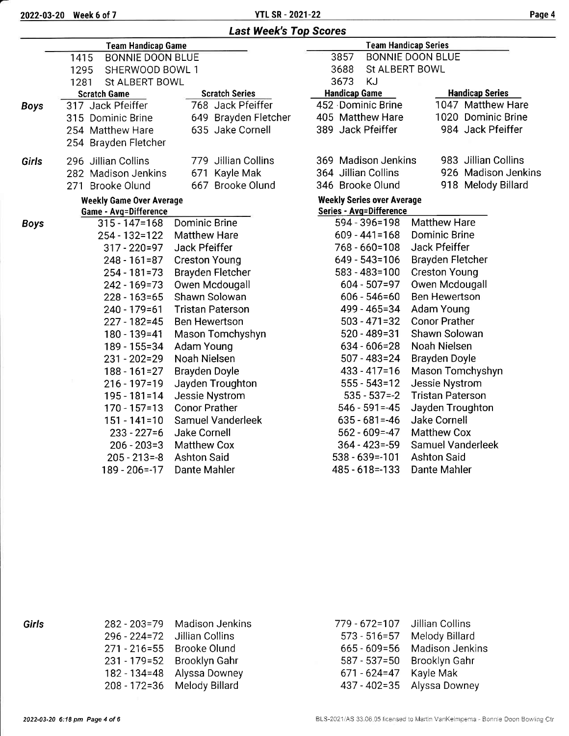## Last Week's Top Scores

**Team Handicap Game**

| Score | Team |
|---|---|
| 1415 | BONNIE DOON BLUE |
| 1295 | SHERWOOD BOWL 1 |
| 1281 | St ALBERT BOWL |

**Team Handicap Series**

| Score | Team |
|---|---|
| 3857 | BONNIE DOON BLUE |
| 3688 | St ALBERT BOWL |
| 3673 | KJ |

| | Scratch Game | Scratch Series | Handicap Game | Handicap Series |
|---|---|---|---|---|
| **Boys** | 317 Jack Pfeiffer | 768 Jack Pfeiffer | 452 Dominic Brine | 1047 Matthew Hare |
| | 315 Dominic Brine | 649 Brayden Fletcher | 405 Matthew Hare | 1020 Dominic Brine |
| | 254 Matthew Hare | 635 Jake Cornell | 389 Jack Pfeiffer | 984 Jack Pfeiffer |
| | 254 Brayden Fletcher | | | |
| **Girls** | 296 Jillian Collins | 779 Jillian Collins | 369 Madison Jenkins | 983 Jillian Collins |
| | 282 Madison Jenkins | 671 Kayle Mak | 364 Jillian Collins | 926 Madison Jenkins |
| | 271 Brooke Olund | 667 Brooke Olund | 346 Brooke Olund | 918 Melody Billard |

**Weekly Game Over Average / Weekly Series over Average**

| | Game - Avg=Difference | Name | Series - Avg=Difference | Name |
|---|---|---|---|---|
| **Boys** | 315 - 147=168 | Dominic Brine | 594 - 396=198 | Matthew Hare |
| | 254 - 132=122 | Matthew Hare | 609 - 441=168 | Dominic Brine |
| | 317 - 220=97 | Jack Pfeiffer | 768 - 660=108 | Jack Pfeiffer |
| | 248 - 161=87 | Creston Young | 649 - 543=106 | Brayden Fletcher |
| | 254 - 181=73 | Brayden Fletcher | 583 - 483=100 | Creston Young |
| | 242 - 169=73 | Owen Mcdougall | 604 - 507=97 | Owen Mcdougall |
| | 228 - 163=65 | Shawn Solowan | 606 - 546=60 | Ben Hewertson |
| | 240 - 179=61 | Tristan Paterson | 499 - 465=34 | Adam Young |
| | 227 - 182=45 | Ben Hewertson | 503 - 471=32 | Conor Prather |
| | 180 - 139=41 | Mason Tomchyshyn | 520 - 489=31 | Shawn Solowan |
| | 189 - 155=34 | Adam Young | 634 - 606=28 | Noah Nielsen |
| | 231 - 202=29 | Noah Nielsen | 507 - 483=24 | Brayden Doyle |
| | 188 - 161=27 | Brayden Doyle | 433 - 417=16 | Mason Tomchyshyn |
| | 216 - 197=19 | Jayden Troughton | 555 - 543=12 | Jessie Nystrom |
| | 195 - 181=14 | Jessie Nystrom | 535 - 537=-2 | Tristan Paterson |
| | 170 - 157=13 | Conor Prather | 546 - 591=-45 | Jayden Troughton |
| | 151 - 141=10 | Samuel Vanderleek | 635 - 681=-46 | Jake Cornell |
| | 233 - 227=6 | Jake Cornell | 562 - 609=-47 | Matthew Cox |
| | 206 - 203=3 | Matthew Cox | 364 - 423=-59 | Samuel Vanderleek |
| | 205 - 213=-8 | Ashton Said | 538 - 639=-101 | Ashton Said |
| | 189 - 206=-17 | Dante Mahler | 485 - 618=-133 | Dante Mahler |
| **Girls** | 282 - 203=79 | Madison Jenkins | 779 - 672=107 | Jillian Collins |
| | 296 - 224=72 | Jillian Collins | 573 - 516=57 | Melody Billard |
| | 271 - 216=55 | Brooke Olund | 665 - 609=56 | Madison Jenkins |
| | 231 - 179=52 | Brooklyn Gahr | 587 - 537=50 | Brooklyn Gahr |
| | 182 - 134=48 | Alyssa Downey | 671 - 624=47 | Kayle Mak |
| | 208 - 172=36 | Melody Billard | 437 - 402=35 | Alyssa Downey |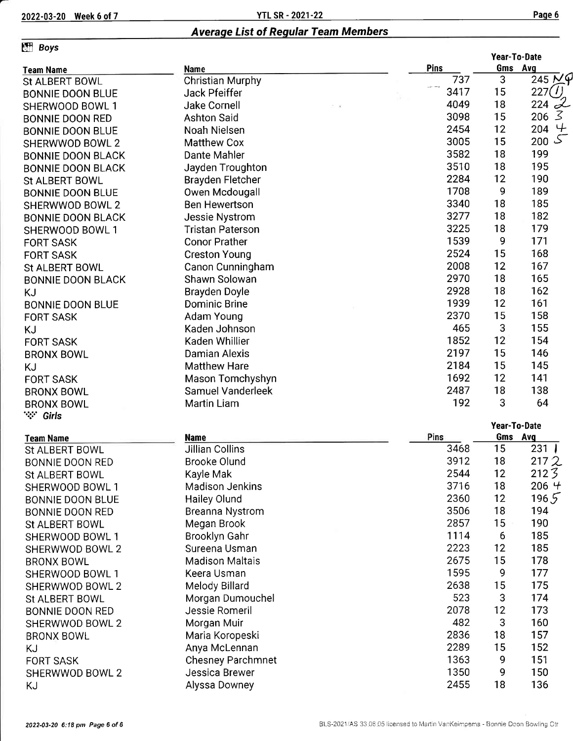## Average List of Regular Team Members

### Boys

| Team Name | Name | Pins | Year-To-Date Gms | Year-To-Date Avg |
|---|---|---|---|---|
| St ALBERT BOWL | Christian Murphy | 737 | 3 | 245 NQ |
| BONNIE DOON BLUE | Jack Pfeiffer | 3417 | 15 | 227 (1) |
| SHERWOOD BOWL 1 | Jake Cornell | 4049 | 18 | 224 2 |
| BONNIE DOON RED | Ashton Said | 3098 | 15 | 206 3 |
| BONNIE DOON BLUE | Noah Nielsen | 2454 | 12 | 204 4 |
| SHERWWOD BOWL 2 | Matthew Cox | 3005 | 15 | 200 5 |
| BONNIE DOON BLACK | Dante Mahler | 3582 | 18 | 199 |
| BONNIE DOON BLACK | Jayden Troughton | 3510 | 18 | 195 |
| St ALBERT BOWL | Brayden Fletcher | 2284 | 12 | 190 |
| BONNIE DOON BLUE | Owen Mcdougall | 1708 | 9 | 189 |
| SHERWWOD BOWL 2 | Ben Hewertson | 3340 | 18 | 185 |
| BONNIE DOON BLACK | Jessie Nystrom | 3277 | 18 | 182 |
| SHERWOOD BOWL 1 | Tristan Paterson | 3225 | 18 | 179 |
| FORT SASK | Conor Prather | 1539 | 9 | 171 |
| FORT SASK | Creston Young | 2524 | 15 | 168 |
| St ALBERT BOWL | Canon Cunningham | 2008 | 12 | 167 |
| BONNIE DOON BLACK | Shawn Solowan | 2970 | 18 | 165 |
| KJ | Brayden Doyle | 2928 | 18 | 162 |
| BONNIE DOON BLUE | Dominic Brine | 1939 | 12 | 161 |
| FORT SASK | Adam Young | 2370 | 15 | 158 |
| KJ | Kaden Johnson | 465 | 3 | 155 |
| FORT SASK | Kaden Whillier | 1852 | 12 | 154 |
| BRONX BOWL | Damian Alexis | 2197 | 15 | 146 |
| KJ | Matthew Hare | 2184 | 15 | 145 |
| FORT SASK | Mason Tomchyshyn | 1692 | 12 | 141 |
| BRONX BOWL | Samuel Vanderleek | 2487 | 18 | 138 |
| BRONX BOWL | Martin Liam | 192 | 3 | 64 |

### Girls

| Team Name | Name | Pins | Year-To-Date Gms | Year-To-Date Avg |
|---|---|---|---|---|
| St ALBERT BOWL | Jillian Collins | 3468 | 15 | 231 1 |
| BONNIE DOON RED | Brooke Olund | 3912 | 18 | 217 2 |
| St ALBERT BOWL | Kayle Mak | 2544 | 12 | 212 3 |
| SHERWOOD BOWL 1 | Madison Jenkins | 3716 | 18 | 206 4 |
| BONNIE DOON BLUE | Hailey Olund | 2360 | 12 | 196 5 |
| BONNIE DOON RED | Breanna Nystrom | 3506 | 18 | 194 |
| St ALBERT BOWL | Megan Brook | 2857 | 15 | 190 |
| SHERWOOD BOWL 1 | Brooklyn Gahr | 1114 | 6 | 185 |
| SHERWWOD BOWL 2 | Sureena Usman | 2223 | 12 | 185 |
| BRONX BOWL | Madison Maltais | 2675 | 15 | 178 |
| SHERWOOD BOWL 1 | Keera Usman | 1595 | 9 | 177 |
| SHERWWOD BOWL 2 | Melody Billard | 2638 | 15 | 175 |
| St ALBERT BOWL | Morgan Dumouchel | 523 | 3 | 174 |
| BONNIE DOON RED | Jessie Romeril | 2078 | 12 | 173 |
| SHERWWOD BOWL 2 | Morgan Muir | 482 | 3 | 160 |
| BRONX BOWL | Maria Koropeski | 2836 | 18 | 157 |
| KJ | Anya McLennan | 2289 | 15 | 152 |
| FORT SASK | Chesney Parchmnet | 1363 | 9 | 151 |
| SHERWWOD BOWL 2 | Jessica Brewer | 1350 | 9 | 150 |
| KJ | Alyssa Downey | 2455 | 18 | 136 |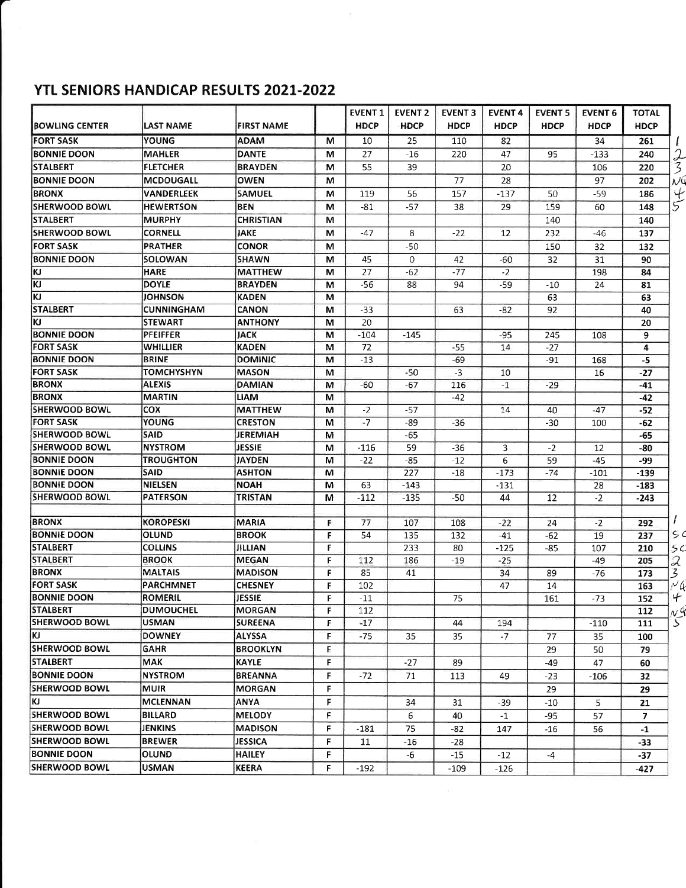# YTL SENIORS HANDICAP RESULTS 2021-2022

| BOWLING CENTER | LAST NAME | FIRST NAME | | EVENT 1 HDCP | EVENT 2 HDCP | EVENT 3 HDCP | EVENT 4 HDCP | EVENT 5 HDCP | EVENT 6 HDCP | TOTAL HDCP | |
|---|---|---|---|---|---|---|---|---|---|---|---|
| FORT SASK | YOUNG | ADAM | M | 10 | 25 | 110 | 82 | | 34 | 261 | 1 |
| BONNIE DOON | MAHLER | DANTE | M | 27 | -16 | 220 | 47 | 95 | -133 | 240 | 2 |
| STALBERT | FLETCHER | BRAYDEN | M | 55 | 39 | | 20 | | 106 | 220 | 3 |
| BONNIE DOON | MCDOUGALL | OWEN | M | | | 77 | 28 | | 97 | 202 | NQ |
| BRONX | VANDERLEEK | SAMUEL | M | 119 | 56 | 157 | -137 | 50 | -59 | 186 | 4 |
| SHERWOOD BOWL | HEWERTSON | BEN | M | -81 | -57 | 38 | 29 | 159 | 60 | 148 | 5 |
| STALBERT | MURPHY | CHRISTIAN | M | | | | | 140 | | 140 | |
| SHERWOOD BOWL | CORNELL | JAKE | M | -47 | 8 | -22 | 12 | 232 | -46 | 137 | |
| FORT SASK | PRATHER | CONOR | M | | -50 | | | 150 | 32 | 132 | |
| BONNIE DOON | SOLOWAN | SHAWN | M | 45 | 0 | 42 | -60 | 32 | 31 | 90 | |
| KJ | HARE | MATTHEW | M | 27 | -62 | -77 | -2 | | 198 | 84 | |
| KJ | DOYLE | BRAYDEN | M | -56 | 88 | 94 | -59 | -10 | 24 | 81 | |
| KJ | JOHNSON | KADEN | M | | | | | 63 | | 63 | |
| STALBERT | CUNNINGHAM | CANON | M | -33 | | 63 | -82 | 92 | | 40 | |
| KJ | STEWART | ANTHONY | M | 20 | | | | | | 20 | |
| BONNIE DOON | PFEIFFER | JACK | M | -104 | -145 | | -95 | 245 | 108 | 9 | |
| FORT SASK | WHILLIER | KADEN | M | 72 | | -55 | 14 | -27 | | 4 | |
| BONNIE DOON | BRINE | DOMINIC | M | -13 | | -69 | | -91 | 168 | -5 | |
| FORT SASK | TOMCHYSHYN | MASON | M | | -50 | -3 | 10 | | 16 | -27 | |
| BRONX | ALEXIS | DAMIAN | M | -60 | -67 | 116 | -1 | -29 | | -41 | |
| BRONX | MARTIN | LIAM | M | | | -42 | | | | -42 | |
| SHERWOOD BOWL | COX | MATTHEW | M | -2 | -57 | | 14 | 40 | -47 | -52 | |
| FORT SASK | YOUNG | CRESTON | M | -7 | -89 | -36 | | -30 | 100 | -62 | |
| SHERWOOD BOWL | SAID | JEREMIAH | M | | -65 | | | | | -65 | |
| SHERWOOD BOWL | NYSTROM | JESSIE | M | -116 | 59 | -36 | 3 | -2 | 12 | -80 | |
| BONNIE DOON | TROUGHTON | JAYDEN | M | -22 | -85 | -12 | 6 | 59 | -45 | -99 | |
| BONNIE DOON | SAID | ASHTON | M | | 227 | -18 | -173 | -74 | -101 | -139 | |
| BONNIE DOON | NIELSEN | NOAH | M | 63 | -143 | | -131 | | 28 | -183 | |
| SHERWOOD BOWL | PATERSON | TRISTAN | M | -112 | -135 | -50 | 44 | 12 | -2 | -243 | |
| | | | | | | | | | | | |
| BRONX | KOROPESKI | MARIA | F | 77 | 107 | 108 | -22 | 24 | -2 | 292 | 1 |
| BONNIE DOON | OLUND | BROOK | F | 54 | 135 | 132 | -41 | -62 | 19 | 237 | SC |
| STALBERT | COLLINS | JILLIAN | F | | 233 | 80 | -125 | -85 | 107 | 210 | SC |
| STALBERT | BROOK | MEGAN | F | 112 | 186 | -19 | -25 | | -49 | 205 | 2 |
| BRONX | MALTAIS | MADISON | F | 85 | 41 | | 34 | 89 | -76 | 173 | 3 |
| FORT SASK | PARCHMNET | CHESNEY | F | 102 | | | 47 | 14 | | 163 | NQ |
| BONNIE DOON | ROMERIL | JESSIE | F | -11 | | 75 | | 161 | -73 | 152 | 4 |
| STALBERT | DUMOUCHEL | MORGAN | F | 112 | | | | | | 112 | NQ |
| SHERWOOD BOWL | USMAN | SUREENA | F | -17 | | 44 | 194 | | -110 | 111 | 5 |
| KJ | DOWNEY | ALYSSA | F | -75 | 35 | 35 | -7 | 77 | 35 | 100 | |
| SHERWOOD BOWL | GAHR | BROOKLYN | F | | | | | 29 | 50 | 79 | |
| STALBERT | MAK | KAYLE | F | | -27 | 89 | | -49 | 47 | 60 | |
| BONNIE DOON | NYSTROM | BREANNA | F | -72 | 71 | 113 | 49 | -23 | -106 | 32 | |
| SHERWOOD BOWL | MUIR | MORGAN | F | | | | | 29 | | 29 | |
| KJ | MCLENNAN | ANYA | F | | 34 | 31 | -39 | -10 | 5 | 21 | |
| SHERWOOD BOWL | BILLARD | MELODY | F | | 6 | 40 | -1 | -95 | 57 | 7 | |
| SHERWOOD BOWL | JENKINS | MADISON | F | -181 | 75 | -82 | 147 | -16 | 56 | -1 | |
| SHERWOOD BOWL | BREWER | JESSICA | F | 11 | -16 | -28 | | | | -33 | |
| BONNIE DOON | OLUND | HAILEY | F | | -6 | -15 | -12 | -4 | | -37 | |
| SHERWOOD BOWL | USMAN | KEERA | F | -192 | | -109 | -126 | | | -427 | |